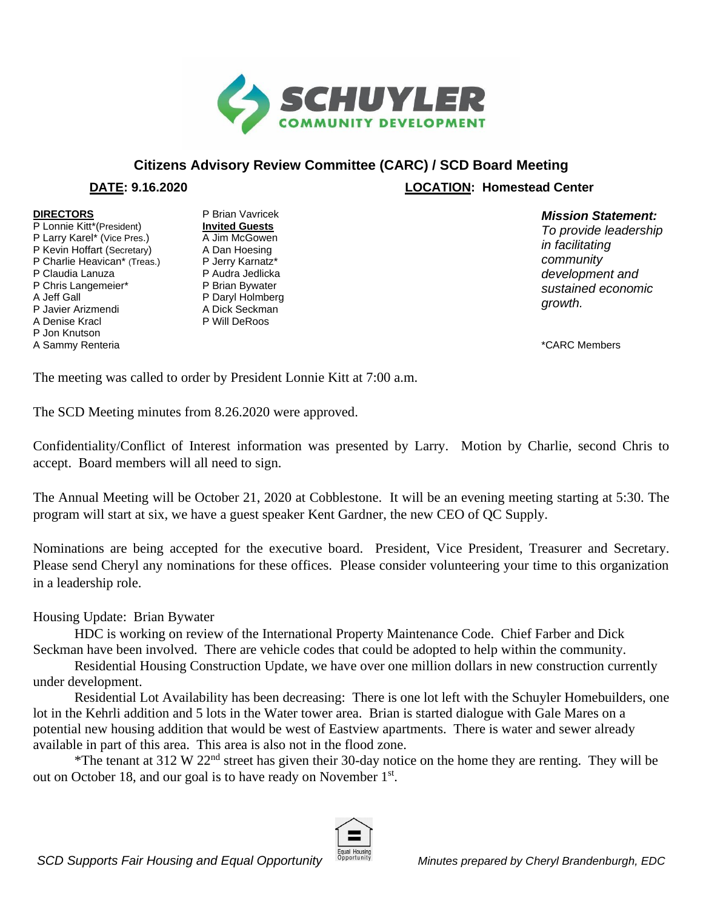# Citizens Advisory Review Committee (CARC) / SCD Board Meeting

**DATE: 9.16.2020** **LOCATION: Homestead Center**

**DIRECTORS**
P Lonnie Kitt*(President)
P Larry Karel* (Vice Pres.)
P Kevin Hoffart (Secretary)
P Charlie Heavican* (Treas.)
P Claudia Lanuza
P Chris Langemeier*
A Jeff Gall
P Javier Arizmendi
A Denise Kracl
P Jon Knutson
A Sammy Renteria
P Brian Vavricek

**Invited Guests**
A Jim McGowen
A Dan Hoesing
P Jerry Karnatz*
P Audra Jedlicka
P Brian Bywater
P Daryl Holmberg
A Dick Seckman
P Will DeRoos

***Mission Statement:***
*To provide leadership in facilitating community development and sustained economic growth.*

*CARC Members

The meeting was called to order by President Lonnie Kitt at 7:00 a.m.

The SCD Meeting minutes from 8.26.2020 were approved.

Confidentiality/Conflict of Interest information was presented by Larry. Motion by Charlie, second Chris to accept. Board members will all need to sign.

The Annual Meeting will be October 21, 2020 at Cobblestone. It will be an evening meeting starting at 5:30. The program will start at six, we have a guest speaker Kent Gardner, the new CEO of QC Supply.

Nominations are being accepted for the executive board. President, Vice President, Treasurer and Secretary. Please send Cheryl any nominations for these offices. Please consider volunteering your time to this organization in a leadership role.

Housing Update: Brian Bywater

HDC is working on review of the International Property Maintenance Code. Chief Farber and Dick Seckman have been involved. There are vehicle codes that could be adopted to help within the community.

Residential Housing Construction Update, we have over one million dollars in new construction currently under development.

Residential Lot Availability has been decreasing: There is one lot left with the Schuyler Homebuilders, one lot in the Kehrli addition and 5 lots in the Water tower area. Brian is started dialogue with Gale Mares on a potential new housing addition that would be west of Eastview apartments. There is water and sewer already available in part of this area. This area is also not in the flood zone.

*The tenant at 312 W 22nd street has given their 30-day notice on the home they are renting. They will be out on October 18, and our goal is to have ready on November 1st.

*SCD Supports Fair Housing and Equal Opportunity* *Minutes prepared by Cheryl Brandenburgh, EDC*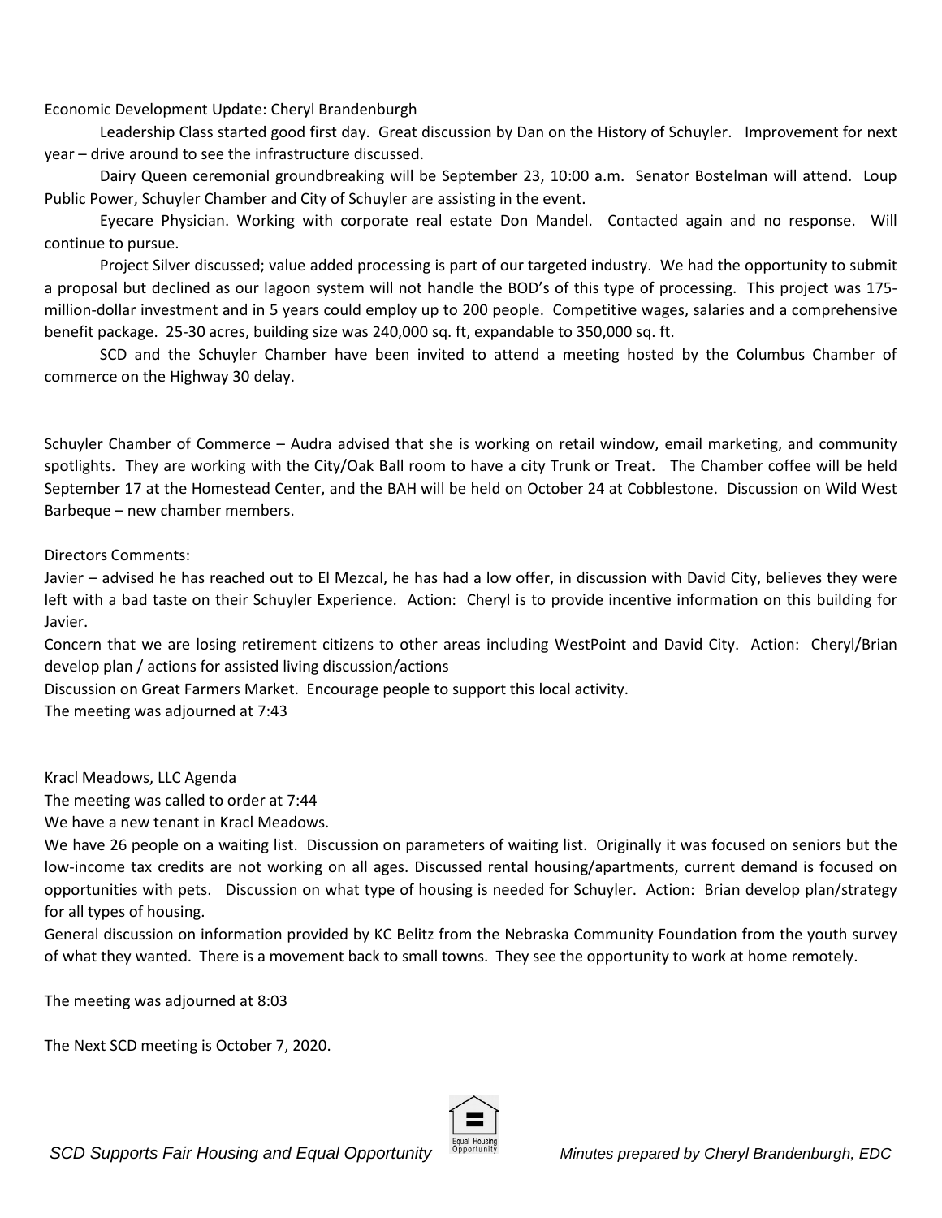Economic Development Update: Cheryl Brandenburgh

Leadership Class started good first day. Great discussion by Dan on the History of Schuyler. Improvement for next year – drive around to see the infrastructure discussed.

Dairy Queen ceremonial groundbreaking will be September 23, 10:00 a.m. Senator Bostelman will attend. Loup Public Power, Schuyler Chamber and City of Schuyler are assisting in the event.

Eyecare Physician. Working with corporate real estate Don Mandel. Contacted again and no response. Will continue to pursue.

Project Silver discussed; value added processing is part of our targeted industry. We had the opportunity to submit a proposal but declined as our lagoon system will not handle the BOD's of this type of processing. This project was 175-million-dollar investment and in 5 years could employ up to 200 people. Competitive wages, salaries and a comprehensive benefit package. 25-30 acres, building size was 240,000 sq. ft, expandable to 350,000 sq. ft.

SCD and the Schuyler Chamber have been invited to attend a meeting hosted by the Columbus Chamber of commerce on the Highway 30 delay.

Schuyler Chamber of Commerce – Audra advised that she is working on retail window, email marketing, and community spotlights. They are working with the City/Oak Ball room to have a city Trunk or Treat. The Chamber coffee will be held September 17 at the Homestead Center, and the BAH will be held on October 24 at Cobblestone. Discussion on Wild West Barbeque – new chamber members.

Directors Comments:

Javier – advised he has reached out to El Mezcal, he has had a low offer, in discussion with David City, believes they were left with a bad taste on their Schuyler Experience. Action: Cheryl is to provide incentive information on this building for Javier.

Concern that we are losing retirement citizens to other areas including WestPoint and David City. Action: Cheryl/Brian develop plan / actions for assisted living discussion/actions

Discussion on Great Farmers Market. Encourage people to support this local activity.

The meeting was adjourned at 7:43

Kracl Meadows, LLC Agenda

The meeting was called to order at 7:44

We have a new tenant in Kracl Meadows.

We have 26 people on a waiting list. Discussion on parameters of waiting list. Originally it was focused on seniors but the low-income tax credits are not working on all ages. Discussed rental housing/apartments, current demand is focused on opportunities with pets. Discussion on what type of housing is needed for Schuyler. Action: Brian develop plan/strategy for all types of housing.

General discussion on information provided by KC Belitz from the Nebraska Community Foundation from the youth survey of what they wanted. There is a movement back to small towns. They see the opportunity to work at home remotely.

The meeting was adjourned at 8:03

The Next SCD meeting is October 7, 2020.

*SCD Supports Fair Housing and Equal Opportunity* Equal Housing Opportunity *Minutes prepared by Cheryl Brandenburgh, EDC*